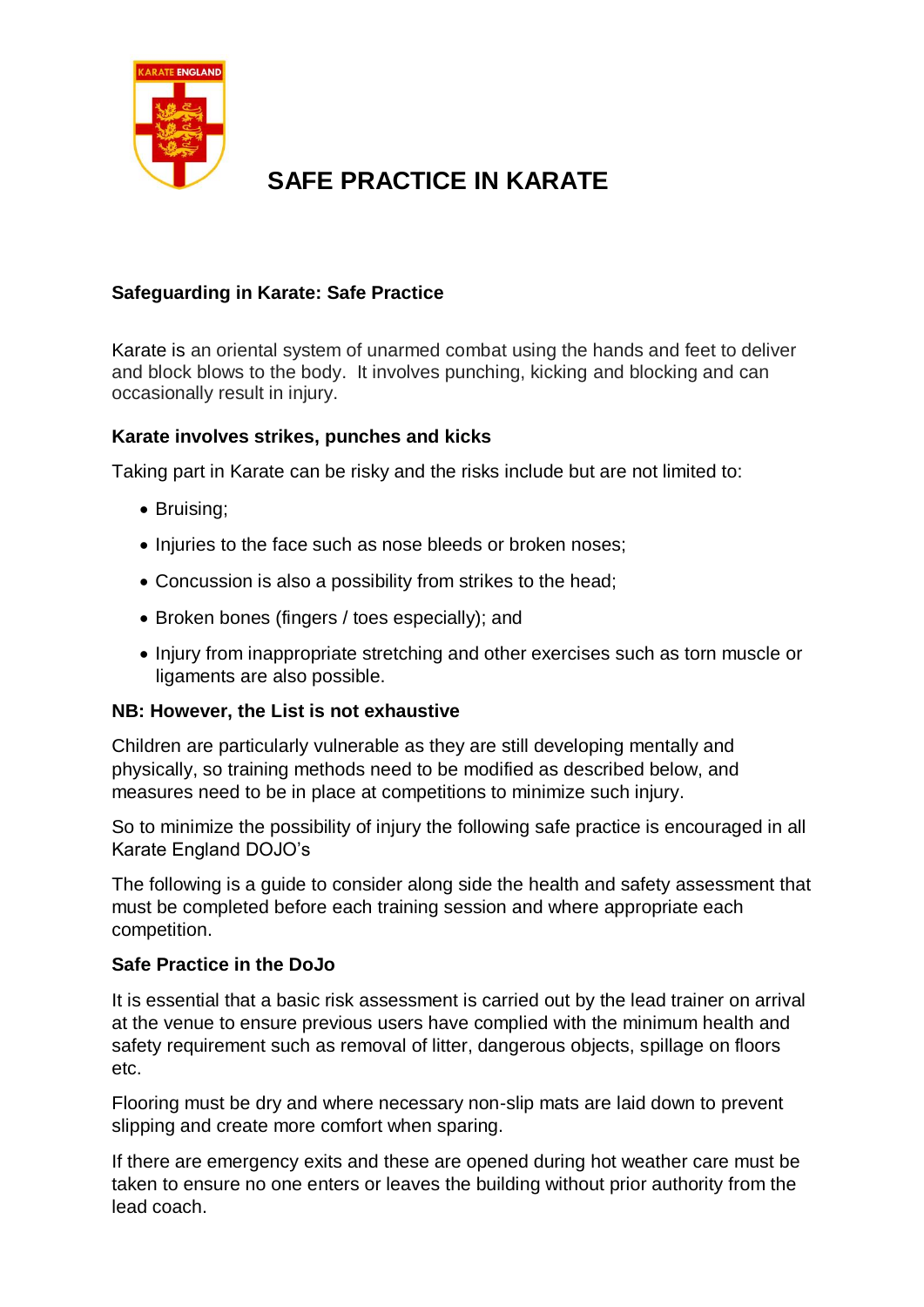# SAFE PRACTICE IN KARATE

## Safeguarding in Karate: Safe Practice

Karate is an oriental system of unarmed combat using the hands and feet to deliver and block blows to the body. It involves punching, kicking and blocking and can occasionally result in injury.

### Karate involves strikes, punches and kicks

Taking part in Karate can be risky and the risks include but are not limited to:

- Bruising;
- Injuries to the face such as nose bleeds or broken noses;
- Concussion is also a possibility from strikes to the head;
- Broken bones (fingers / toes especially); and
- Injury from inappropriate stretching and other exercises such as torn muscle or ligaments are also possible.

**NB: However, the List is not exhaustive**

Children are particularly vulnerable as they are still developing mentally and physically, so training methods need to be modified as described below, and measures need to be in place at competitions to minimize such injury.

So to minimize the possibility of injury the following safe practice is encouraged in all Karate England DOJO's

The following is a guide to consider along side the health and safety assessment that must be completed before each training session and where appropriate each competition.

### Safe Practice in the DoJo

It is essential that a basic risk assessment is carried out by the lead trainer on arrival at the venue to ensure previous users have complied with the minimum health and safety requirement such as removal of litter, dangerous objects, spillage on floors etc.

Flooring must be dry and where necessary non-slip mats are laid down to prevent slipping and create more comfort when sparing.

If there are emergency exits and these are opened during hot weather care must be taken to ensure no one enters or leaves the building without prior authority from the lead coach.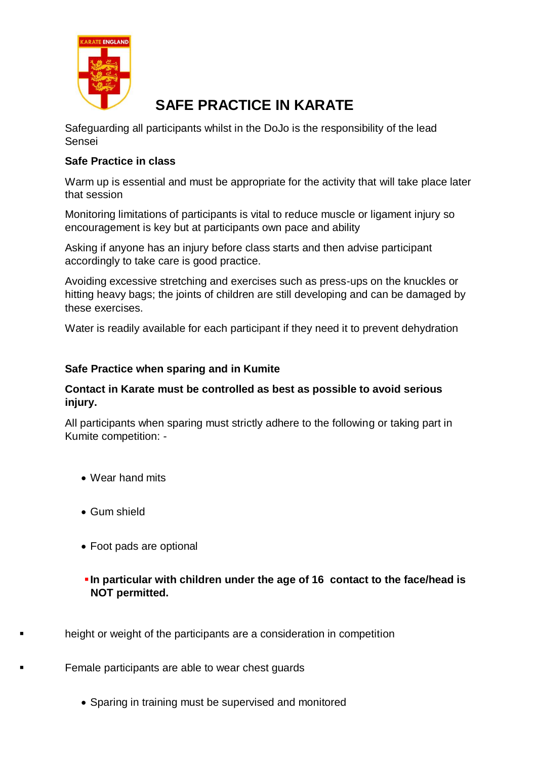# SAFE PRACTICE IN KARATE

Safeguarding all participants whilst in the DoJo is the responsibility of the lead Sensei

**Safe Practice in class**

Warm up is essential and must be appropriate for the activity that will take place later that session

Monitoring limitations of participants is vital to reduce muscle or ligament injury so encouragement is key but at participants own pace and ability

Asking if anyone has an injury before class starts and then advise participant accordingly to take care is good practice.

Avoiding excessive stretching and exercises such as press-ups on the knuckles or hitting heavy bags; the joints of children are still developing and can be damaged by these exercises.

Water is readily available for each participant if they need it to prevent dehydration

**Safe Practice when sparing and in Kumite**

**Contact in Karate must be controlled as best as possible to avoid serious injury.**

All participants when sparing must strictly adhere to the following or taking part in Kumite competition: -

- Wear hand mits
- Gum shield
- Foot pads are optional
- **In particular with children under the age of 16 contact to the face/head is NOT permitted.**
- height or weight of the participants are a consideration in competition
- Female participants are able to wear chest guards
- Sparing in training must be supervised and monitored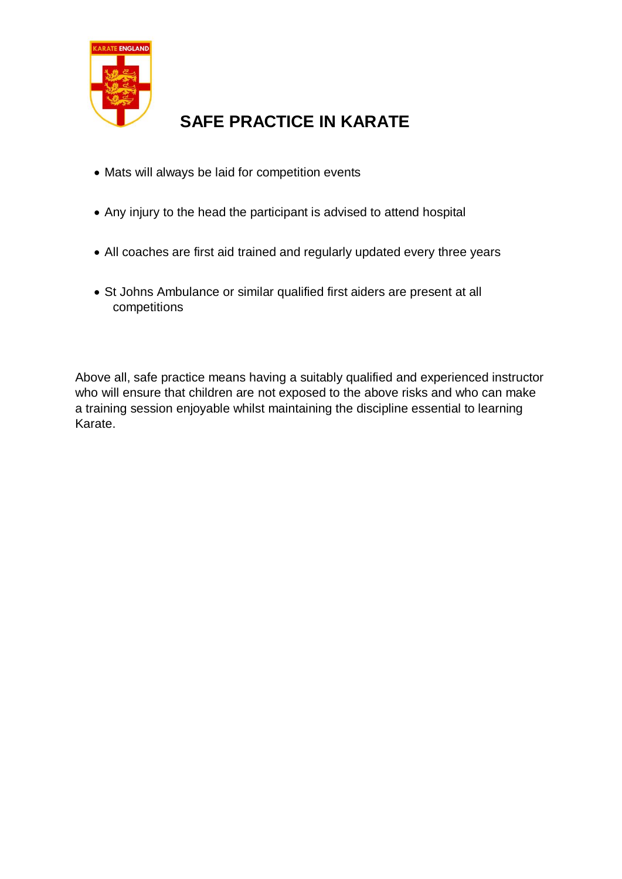# SAFE PRACTICE IN KARATE

- Mats will always be laid for competition events
- Any injury to the head the participant is advised to attend hospital
- All coaches are first aid trained and regularly updated every three years
- St Johns Ambulance or similar qualified first aiders are present at all competitions

Above all, safe practice means having a suitably qualified and experienced instructor who will ensure that children are not exposed to the above risks and who can make a training session enjoyable whilst maintaining the discipline essential to learning Karate.